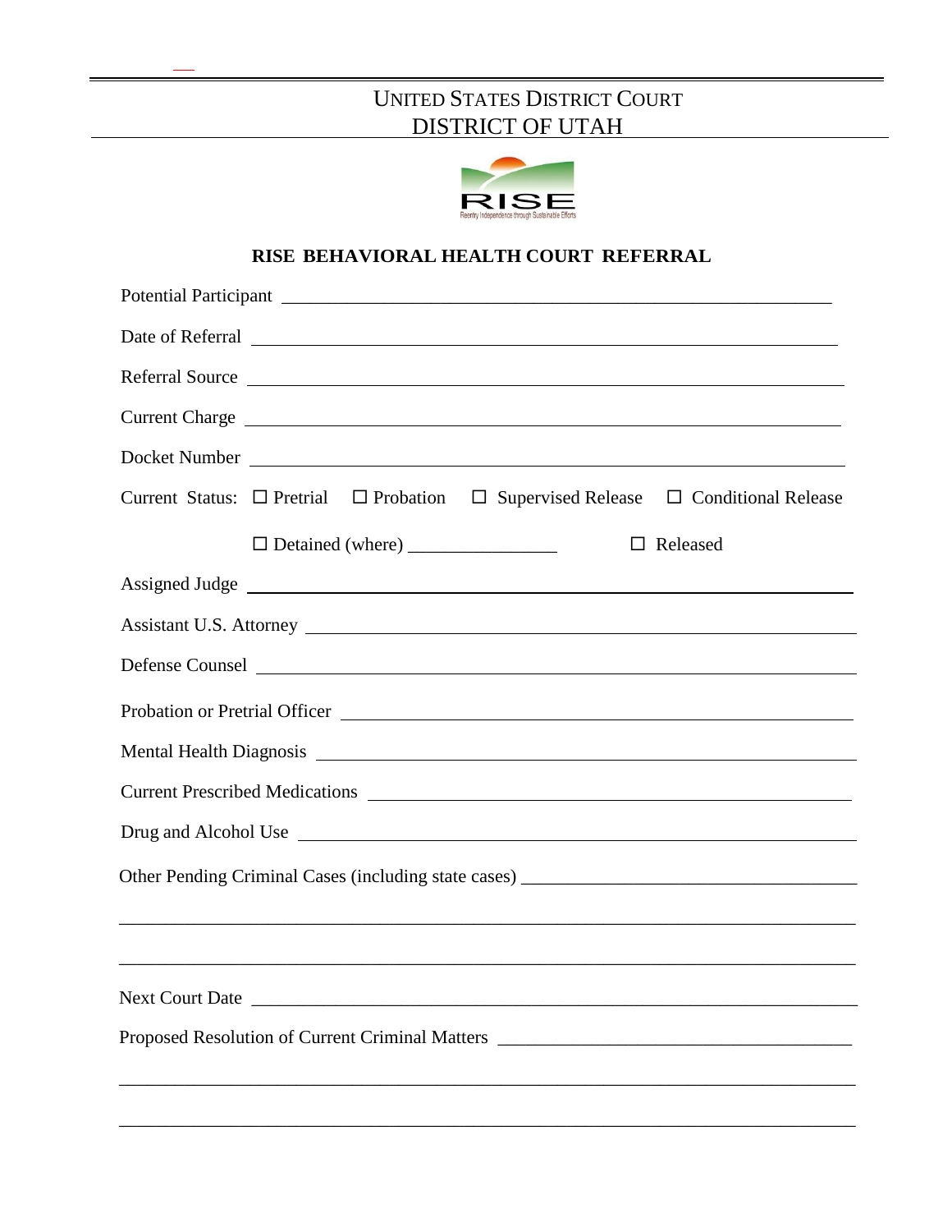UNITED STATES DISTRICT COURT

DISTRICT OF UTAH

RISE

Reentry Independence through Sustainable Efforts

**RISE BEHAVIORAL HEALTH COURT REFERRAL**

Potential Participant ______________________________________________

Date of Referral ______________________________________________

Referral Source ______________________________________________

Current Charge ______________________________________________

Docket Number ______________________________________________

Current Status: ☐ Pretrial ☐ Probation ☐ Supervised Release ☐ Conditional Release

☐ Detained (where) ________________ ☐ Released

Assigned Judge ______________________________________________

Assistant U.S. Attorney ______________________________________________

Defense Counsel ______________________________________________

Probation or Pretrial Officer ______________________________________________

Mental Health Diagnosis ______________________________________________

Current Prescribed Medications ______________________________________________

Drug and Alcohol Use ______________________________________________

Other Pending Criminal Cases (including state cases) ______________________________________________

______________________________________________

______________________________________________

Next Court Date ______________________________________________

Proposed Resolution of Current Criminal Matters ______________________________________________

______________________________________________

______________________________________________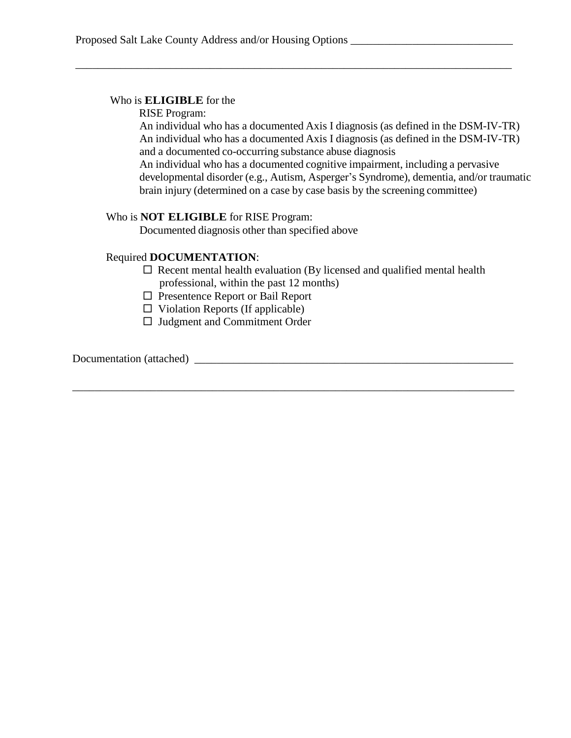Proposed Salt Lake County Address and/or Housing Options ____________________________

________________________________________________________________________________

Who is **ELIGIBLE** for the RISE Program:

- An individual who has a documented Axis I diagnosis (as defined in the DSM-IV-TR)
- An individual who has a documented Axis I diagnosis (as defined in the DSM-IV-TR) and a documented co-occurring substance abuse diagnosis
- An individual who has a documented cognitive impairment, including a pervasive developmental disorder (e.g., Autism, Asperger's Syndrome), dementia, and/or traumatic brain injury (determined on a case by case basis by the screening committee)

Who is **NOT ELIGIBLE** for RISE Program:

- Documented diagnosis other than specified above

Required **DOCUMENTATION**:

- ☐ Recent mental health evaluation (By licensed and qualified mental health professional, within the past 12 months)
- ☐ Presentence Report or Bail Report
- ☐ Violation Reports (If applicable)
- ☐ Judgment and Commitment Order

Documentation (attached) ________________________________________________________

________________________________________________________________________________